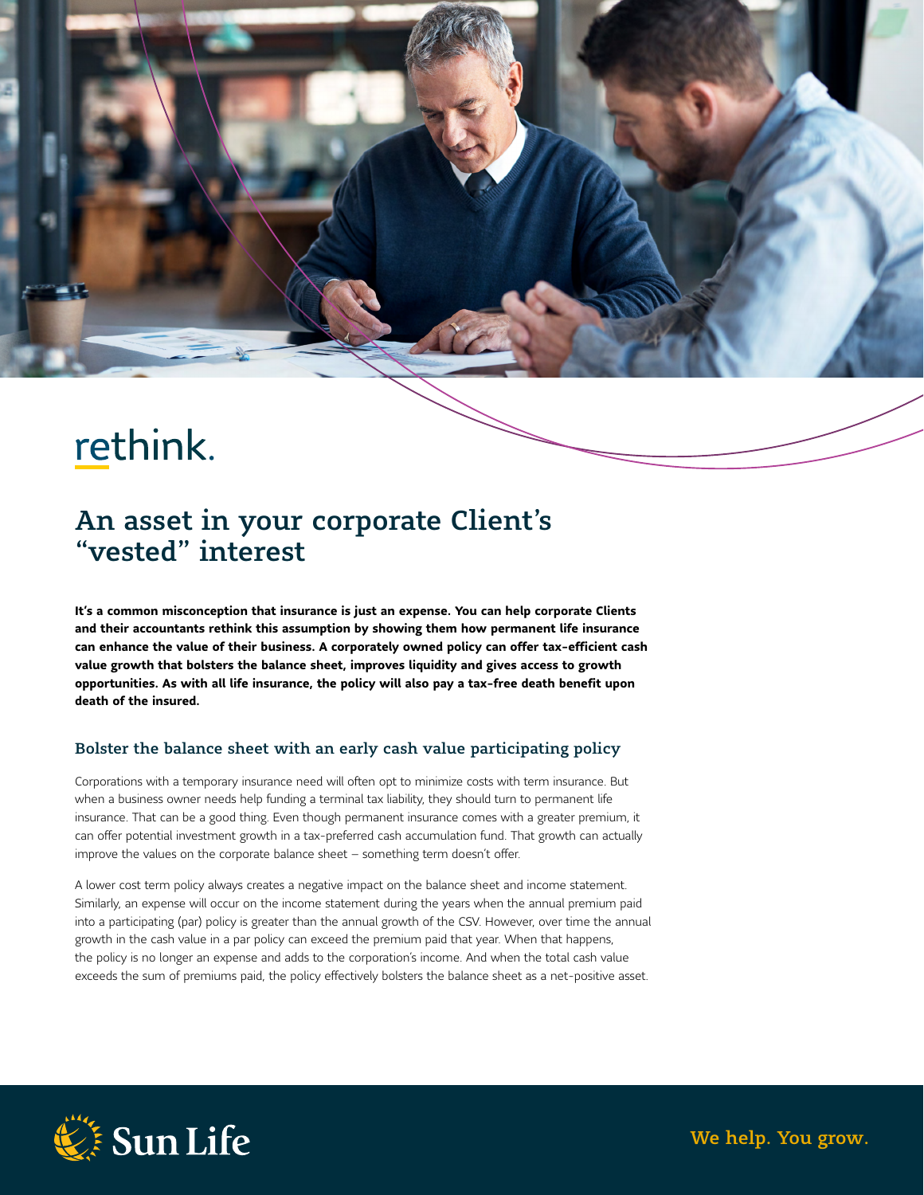rethink.

# An asset in your corporate Client's "vested" interest

**It's a common misconception that insurance is just an expense. You can help corporate Clients and their accountants rethink this assumption by showing them how permanent life insurance can enhance the value of their business. A corporately owned policy can offer tax-efficient cash value growth that bolsters the balance sheet, improves liquidity and gives access to growth opportunities. As with all life insurance, the policy will also pay a tax-free death benefit upon death of the insured.**

## Bolster the balance sheet with an early cash value participating policy

Corporations with a temporary insurance need will often opt to minimize costs with term insurance. But when a business owner needs help funding a terminal tax liability, they should turn to permanent life insurance. That can be a good thing. Even though permanent insurance comes with a greater premium, it can offer potential investment growth in a tax-preferred cash accumulation fund. That growth can actually improve the values on the corporate balance sheet – something term doesn't offer.

A lower cost term policy always creates a negative impact on the balance sheet and income statement. Similarly, an expense will occur on the income statement during the years when the annual premium paid into a participating (par) policy is greater than the annual growth of the CSV. However, over time the annual growth in the cash value in a par policy can exceed the premium paid that year. When that happens, the policy is no longer an expense and adds to the corporation's income. And when the total cash value exceeds the sum of premiums paid, the policy effectively bolsters the balance sheet as a net-positive asset.

Sun Life

We help. You grow.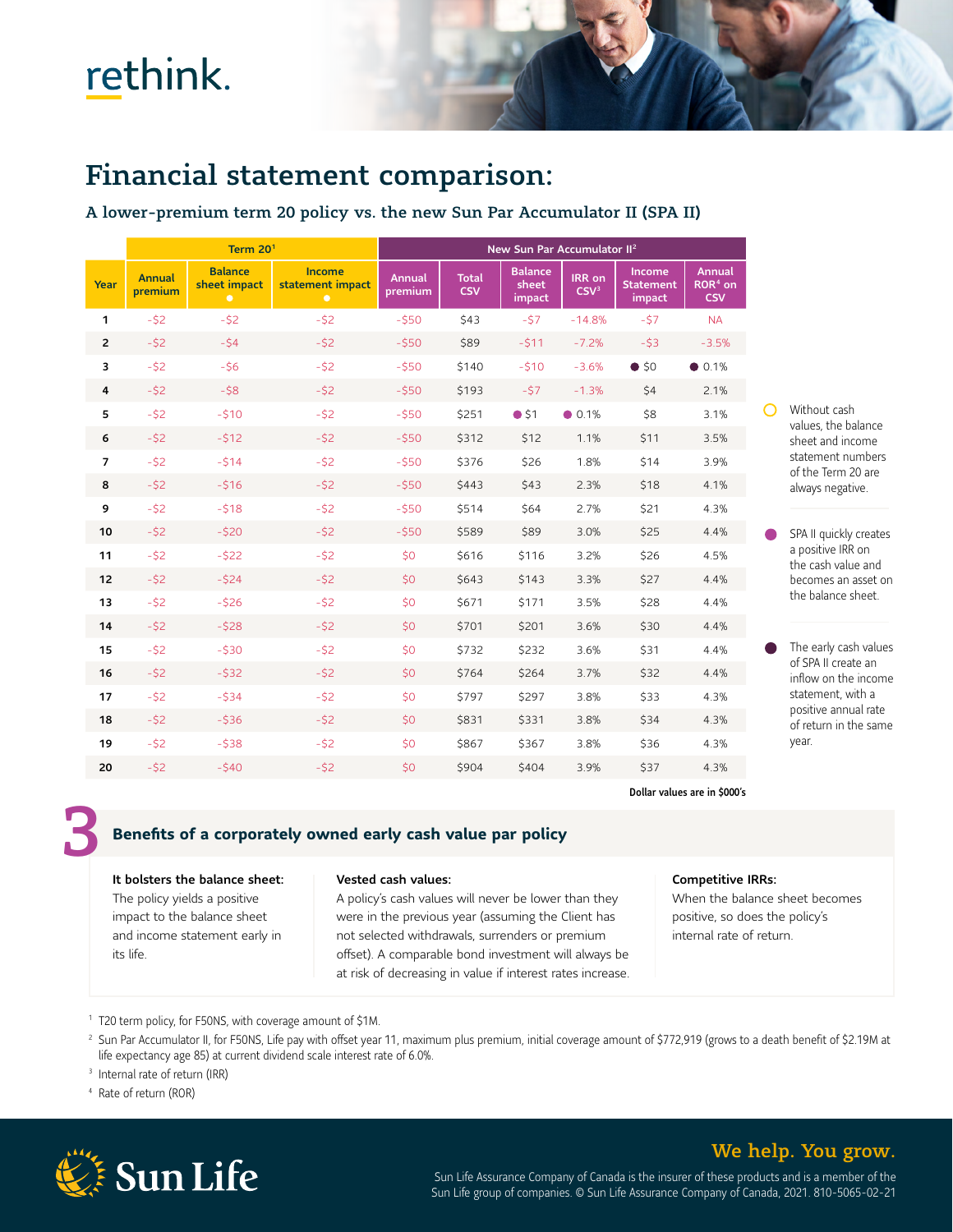rethink.

# Financial statement comparison:

## A lower-premium term 20 policy vs. the new Sun Par Accumulator II (SPA II)

| | Term 20[1] | | | New Sun Par Accumulator II[2] | | | | | |
|---|---|---|---|---|---|---|---|---|---|
| Year | Annual premium | Balance sheet impact ○ | Income statement impact ○ | Annual premium | Total CSV | Balance sheet impact | IRR on CSV[3] | Income Statement impact | Annual ROR[4] on CSV |
| 1 | -$2 | -$2 | -$2 | -$50 | $43 | -$7 | -14.8% | -$7 | NA |
| 2 | -$2 | -$4 | -$2 | -$50 | $89 | -$11 | -7.2% | -$3 | -3.5% |
| 3 | -$2 | -$6 | -$2 | -$50 | $140 | -$10 | -3.6% | ● $0 | ● 0.1% |
| 4 | -$2 | -$8 | -$2 | -$50 | $193 | -$7 | -1.3% | $4 | 2.1% |
| 5 | -$2 | -$10 | -$2 | -$50 | $251 | ● $1 | ● 0.1% | $8 | 3.1% |
| 6 | -$2 | -$12 | -$2 | -$50 | $312 | $12 | 1.1% | $11 | 3.5% |
| 7 | -$2 | -$14 | -$2 | -$50 | $376 | $26 | 1.8% | $14 | 3.9% |
| 8 | -$2 | -$16 | -$2 | -$50 | $443 | $43 | 2.3% | $18 | 4.1% |
| 9 | -$2 | -$18 | -$2 | -$50 | $514 | $64 | 2.7% | $21 | 4.3% |
| 10 | -$2 | -$20 | -$2 | -$50 | $589 | $89 | 3.0% | $25 | 4.4% |
| 11 | -$2 | -$22 | -$2 | $0 | $616 | $116 | 3.2% | $26 | 4.5% |
| 12 | -$2 | -$24 | -$2 | $0 | $643 | $143 | 3.3% | $27 | 4.4% |
| 13 | -$2 | -$26 | -$2 | $0 | $671 | $171 | 3.5% | $28 | 4.4% |
| 14 | -$2 | -$28 | -$2 | $0 | $701 | $201 | 3.6% | $30 | 4.4% |
| 15 | -$2 | -$30 | -$2 | $0 | $732 | $232 | 3.6% | $31 | 4.4% |
| 16 | -$2 | -$32 | -$2 | $0 | $764 | $264 | 3.7% | $32 | 4.4% |
| 17 | -$2 | -$34 | -$2 | $0 | $797 | $297 | 3.8% | $33 | 4.3% |
| 18 | -$2 | -$36 | -$2 | $0 | $831 | $331 | 3.8% | $34 | 4.3% |
| 19 | -$2 | -$38 | -$2 | $0 | $867 | $367 | 3.8% | $36 | 4.3% |
| 20 | -$2 | -$40 | -$2 | $0 | $904 | $404 | 3.9% | $37 | 4.3% |

**Dollar values are in $000's**

○ Without cash values, the balance sheet and income statement numbers of the Term 20 are always negative.

● SPA II quickly creates a positive IRR on the cash value and becomes an asset on the balance sheet.

● The early cash values of SPA II create an inflow on the income statement, with a positive annual rate of return in the same year.

## 3 Benefits of a corporately owned early cash value par policy

**It bolsters the balance sheet:**
The policy yields a positive impact to the balance sheet and income statement early in its life.

**Vested cash values:**
A policy's cash values will never be lower than they were in the previous year (assuming the Client has not selected withdrawals, surrenders or premium offset). A comparable bond investment will always be at risk of decreasing in value if interest rates increase.

**Competitive IRRs:**
When the balance sheet becomes positive, so does the policy's internal rate of return.

[1] T20 term policy, for F50NS, with coverage amount of $1M.

[2] Sun Par Accumulator II, for F50NS, Life pay with offset year 11, maximum plus premium, initial coverage amount of $772,919 (grows to a death benefit of $2.19M at life expectancy age 85) at current dividend scale interest rate of 6.0%.

[3] Internal rate of return (IRR)

[4] Rate of return (ROR)

Sun Life

**We help. You grow.**

Sun Life Assurance Company of Canada is the insurer of these products and is a member of the Sun Life group of companies. © Sun Life Assurance Company of Canada, 2021. 810-5065-02-21